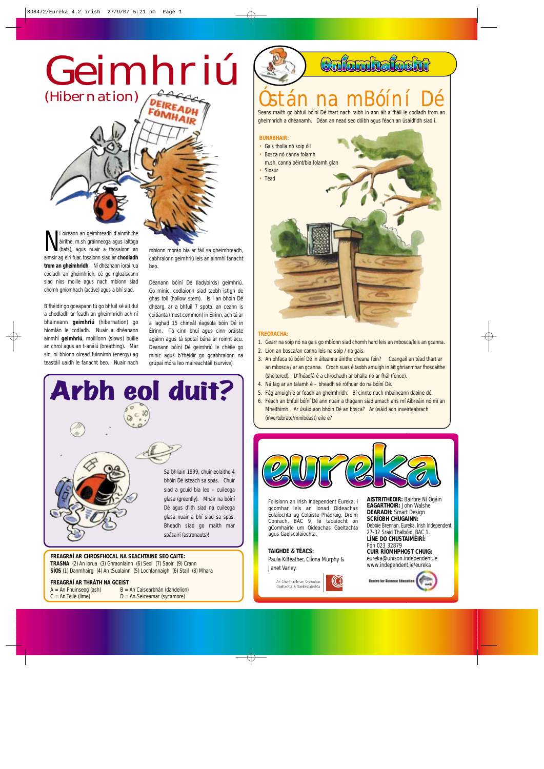# Geimhriú

## (Hibernation)

Ní oireann an geimhreadh d'ainmhithe áirithe, m.sh gráinneoga agus ialtóga (bats), agus nuair a thosaíonn an aimsir ag éirí fuar, tosaíonn siad ar **chodladh trom an gheimhridh**. Ní dhéanann roinnt codladh an gheimhridh, cé go ngluaiseann siad níos moille agus nach mbíonn siad chomh gníomhach (active) agus a bhí siad.

B'fhéidir go gceapann tú go bhfuil sé ait dul a chodladh ar feadh an gheimhridh ach ní bhaineann **geimhriú** (hibernation) go hiomlán le codladh. Nuair a dhéanann ainmhí **geimhriú**, moillíonn (slows) buille an chroí agus an t-análú (breathing). Mar sin, ní bhíonn oiread fuinnimh (energy) ag teastáil uaidh le fanacht beo. Nuair nach mbíonn mórán bia ar fáil sa gheimhreadh, cabhraíonn geimhriú leis an ainmhí fanacht beo.

Déanann bóiní Dé (ladybirds) geimhriú. Go minic, codlaíonn siad taobh istigh de ghas toll (hollow stem). Is í an bhóín Dé dhearg, ar a bhfuil 7 spota, an ceann is coitianta (most common) in Éirinn, ach tá ar a laghad 15 chineál éagsúla bóín Dé in Éirinn. Tá cinn bhuí agus cinn oráiste againn agus tá spotaí bána ar roinnt acu. Deanann bóiní Dé geimhriú le chéile go minic agus b'fhéidir go gcabhraíonn na grúpaí móra leo maireachtáil (survive).

## Arbh eol duit?

Sa bhliain 1999, chuir eolaithe 4 bhóín Dé isteach sa spás. Chuir siad a gcuid bia leo – cuileoga glasa (greenfly). Mhair na bóiní Dé agus d'ith siad na cuileoga glasa nuair a bhí siad sa spás. Bheadh siad go maith mar spásairí (astronauts)!

**FREAGRAÍ AR CHROSFHOCAL NA SEACHTAINE SEO CAITE:**
**TRASNA** (2) An Iorua (3) Ghraonlainn (6) Seol (7) Saoir (9) Crann
**SÍOS** (1) Danmhairg (4) An tSualainn (5) Lochlannaigh (6) Stail (8) Mhara

**FREAGRAÍ AR THRÁTH NA GCEIST**
A = An Fhuinseog (ash)
B = An Caisearbhán (dandelion)
C = An Teile (lime)
D = An Seiceamar (sycamore)

## Gníomhaíocht

# Óstán na mBóíní Dé

Seans maith go bhfuil bóiní Dé thart nach raibh in ann áit a fháil le codladh trom an gheimhridh a dhéanamh. Déan an nead seo dóibh agus féach an úsáidfidh siad í.

**BUNÁBHAIR:**
- Gais tholla nó soip óil
- Bosca nó canna folamh m.sh. canna péint/bia folamh glan
- Siosúr
- Téad

**TREORACHA:**
1. Gearr na soip nó na gais go mbíonn siad chomh fada leis an mbosca/leis an gcanna.
2. Líon an bosca/an canna leis na soip / na gais.
3. An bhfaca tú bóiní Dé in áiteanna áirithe cheana féin? Ceangail an téad thart ar an mbosca / ar an gcanna. Croch suas é taobh amuigh in áit ghrianmhar fhoscaithe (sheltered). D'fhéadfá é a chrochadh ar bhalla nó ar fhál (fence).
4. Ná fag ar an talamh é – bheadh sé rófhuar do na bóiní Dé.
5. Fág amuigh é ar feadh an gheimhridh. Bí cinnte nach mbaineann daoine dó.
6. Féach an bhfuil bóiní Dé ann nuair a thagann siad amach arís mí Aibreáin nó mí an Mheithimh. Ar úsáid aon bhóín Dé an bosca? Ar úsáid aon inveirteabrach (invertebrate/minibeast) eile é?

## eureka

Foilsíonn an Irish Independent Eureka, i gcomhar leis an Ionad Oideachas Eolaíochta ag Coláiste Phádraig, Droim Conrach, BÁC 9, le tacaíocht ón gComhairle um Oideachas Gaeltachta agus Gaelscolaíochta.

**TAIGHDE & TÉACS:**
Paula Kilfeather, Clíona Murphy & Janet Varley.

**AISTRITHEOIR:** Bairbre Ní Ógáin
**EAGARTHÓIR:** John Walshe
**DEARADH:** Smart Design
**SCRÍOBH CHUGAINN:**
Debbie Brennan, Eureka, Irish Independent, 27-32 Sraid Thalbóid, BAC 1.
**LÍNE DO CHUSTAIMÉIRÍ:**
Fón 023 32879
**CUIR RÍOMHPHOST CHUIG:**
eureka@unison.independent.ie
www.independent.ie/eureka

An Chomhairle um Oideachas Gaeltachta & Gaelscolaíochta

Centre for Science Education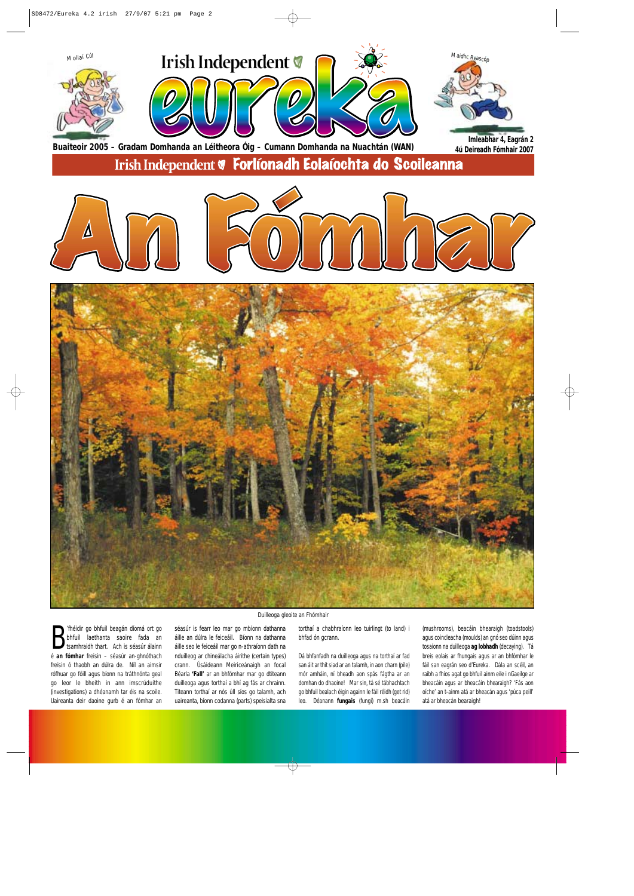Mollaí Cúl

# Irish Independent eureka

Maidhc Reascóp

**Buaiteoir 2005 – Gradam Domhanda an Léitheora Óig – Cumann Domhanda na Nuachtán (WAN)**

**Imleabhar 4, Eagrán 2**
**4ú Deireadh Fómhair 2007**

## Irish Independent Forlíonadh Eolaíochta do Scoileanna

# An Fómhar

Duilleoga gleoite an Fhómhair

B'fhéidir go bhfuil beagán díomá ort go bhfuil laethanta saoire fada an tsamhraidh thart. Ach is séasúr álainn é **an fómhar** freisin – séasúr an-ghnóthach freisin ó thaobh an dúlra de. Níl an aimsir rófhuar go fóill agus bíonn na tráthnónta geal go leor le bheith in ann imscrúduithe (investigations) a dhéanamh tar éis na scoile. Uaireanta deir daoine gurb é an fómhar an séasúr is fearr leo mar go mbíonn dathanna áille an dúlra le feiceáil. Bíonn na dathanna áille seo le feiceáil mar go n-athraíonn dath na nduilleog ar chineálacha áirithe (certain types) crann. Úsáideann Meiriceánaigh an focal Béarla **'Fall'** ar an bhfómhar mar go dtiteann duilleoga agus torthaí a bhí ag fás ar chrainn. Titeann torthaí ar nós úll síos go talamh, ach uaireanta, bíonn codanna (parts) speisialta sna torthaí a chabhraíonn leo tuirlingt (to land) i bhfad ón gcrann.

Dá bhfanfadh na duilleoga agus na torthaí ar fad san áit ar thit siad ar an talamh, in aon charn (pile) mór amháin, ní bheadh aon spás fágtha ar an domhan do dhaoine! Mar sin, tá sé tábhachtach go bhfuil bealach éigin againn le fáil réidh (get rid) leo. Déanann **fungais** (fungi) m.sh beacáin (mushrooms), beacáin bhearaigh (toadstools) agus coincleacha (moulds) an gnó seo dúinn agus tosaíonn na duilleoga **ag lobhadh** (decaying). Tá breis eolais ar fhungais agus ar an bhfómhar le fáil san eagrán seo d'Eureka. Dála an scéil, an raibh a fhios agat go bhfuil ainm eile i nGaeilge ar bheacáin agus ar bheacáin bhearaigh? 'Fás aon oíche' an t-ainm atá ar bheacán agus 'púca peill' atá ar bheacán bearaigh!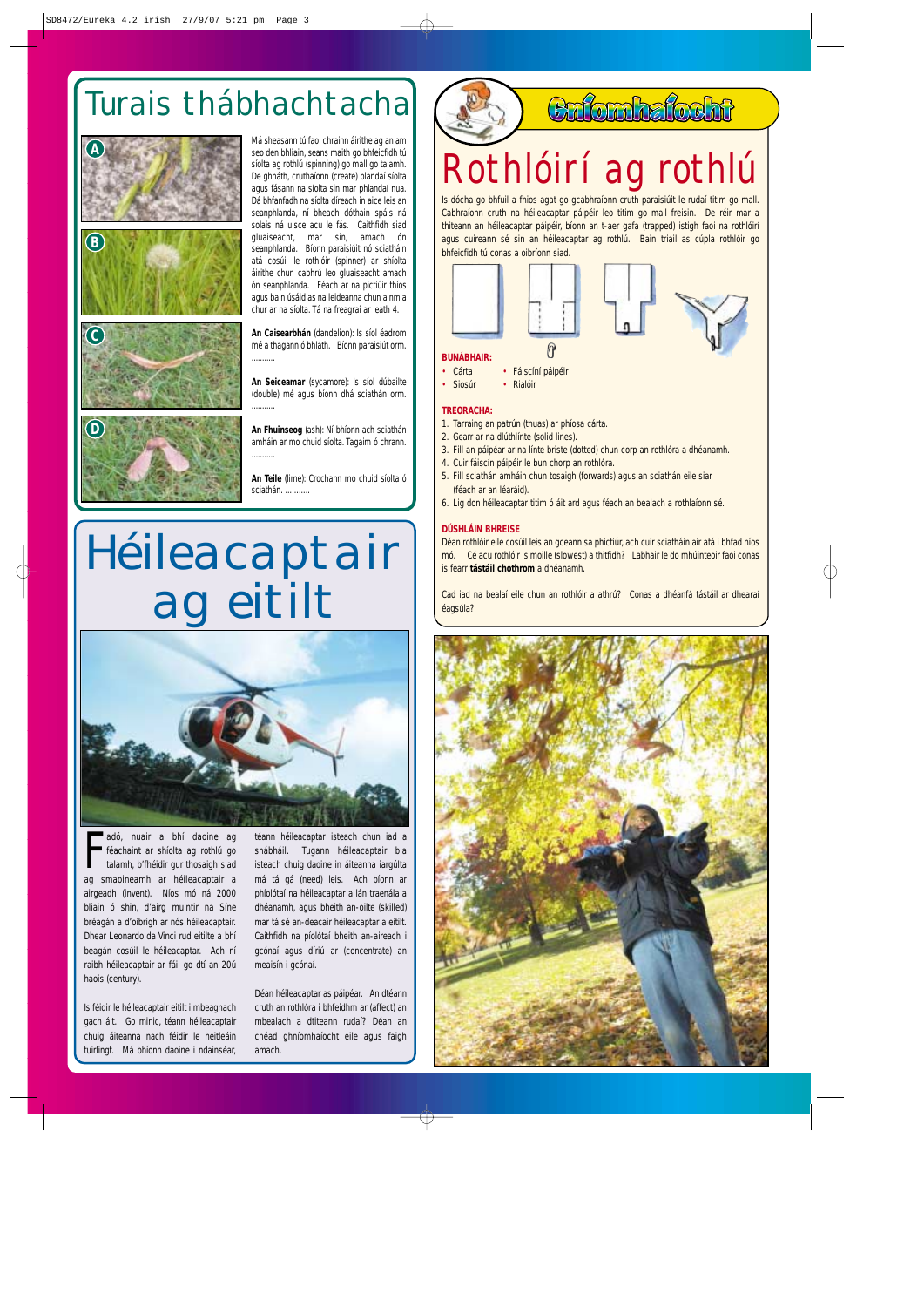# Turais thábhachtacha

Má sheasann tú faoi chrainn áirithe ag an am seo den bhliain, seans maith go bhfeicfidh tú síolta ag rothlú (spinning) go mall go talamh. De ghnáth, cruthaíonn (create) plandaí síolta agus fásann na síolta sin mar phlandaí nua. Dá bhfanfadh na síolta díreach in aice leis an seanphlanda, ní bheadh dóthain spáis ná solais ná uisce acu le fás. Caithfidh siad gluaiseacht, mar sin, amach ón seanphlanda. Bíonn paraisiúit nó sciatháin atá cosúil le rothlóir (spinner) ar shíolta áirithe chun cabhrú leo gluaiseacht amach ón seanphlanda. Féach ar na pictiúir thíos agus bain úsáid as na leideanna chun ainm a chur ar na síolta. Tá na freagraí ar leath 4.

**An Caisearbhán** (dandelion): Is síol éadrom mé a thagann ó bhláth. Bíonn paraisiúit orm. ..........

**An Seiceamar** (sycamore): Is síol dúbailte (double) mé agus bíonn dhá sciathán orm. ..........

**An Fhuinseog** (ash): Ní bhíonn ach sciathán amháin ar mo chuid síolta. Tagaim ó chrann. ..........

**An Teile** (lime): Crochann mo chuid síolta ó sciathán. ..........

# Héileacaptair ag eitilt

Fadó, nuair a bhí daoine ag féachaint ar shíolta ag rothlú go talamh, b'fhéidir gur thosaigh siad ag smaoineamh ar héileacaptair a airgeadh (invent). Níos mó ná 2000 bliain ó shin, d'airg muintir na Síne bréagán a d'oibrigh ar nós héileacaptair. Dhear Leonardo da Vinci rud eitilte a bhí beagán cosúil le héileacaptar. Ach ní raibh héileacaptair ar fáil go dtí an 20ú haois (century).

Is féidir le héileacaptair eitilt i mbeagnach gach áit. Go minic, téann héileacaptair chuig áiteanna nach féidir le heitleáin tuirlingt. Má bhíonn daoine i ndainséar, téann héileacaptar isteach chun iad a shábháil. Tugann héileacaptair bia isteach chuig daoine in áiteanna iargúlta má tá gá (need) leis. Ach bíonn ar phíolótaí na héileacaptar a lán traenála a dhéanamh, agus bheith an-oilte (skilled) mar tá sé an-deacair héileacaptar a eitilt. Caithfidh na píolótaí bheith an-aireach i gcónaí agus díriú ar (concentrate) an meaisín i gcónaí.

Déan héileacaptar as páipéar. An dtéann cruth an rothlóra i bhfeidhm ar (affect) an mbealach a dtiteann rudaí? Déan an chéad ghníomhaíocht eile agus faigh amach.

## Gníomhaíocht

# Rothlóirí ag rothlú

Is dócha go bhfuil a fhios agat go gcabhraíonn cruth paraisiúit le rudaí titim go mall. Cabhraíonn cruth na héileacaptar páipéir leo titim go mall freisin. De réir mar a thiteann an héileacaptar páipéir, bíonn an t-aer gafa (trapped) istigh faoi na rothlóirí agus cuireann sé sin an héileacaptar ag rothlú. Bain triail as cúpla rothlóir go bhfeicfidh tú conas a oibríonn siad.

**BUNÁBHAIR:**
- Cárta
- Siosúr
- Fáiscíní páipéir
- Rialóir

**TREORACHA:**
1. Tarraing an patrún (thuas) ar phíosa cárta.
2. Gearr ar na dlúthlínte (solid lines).
3. Fill an páipéar ar na línte briste (dotted) chun corp an rothlóra a dhéanamh.
4. Cuir fáiscín páipéir le bun chorp an rothlóra.
5. Fill sciathán amháin chun tosaigh (forwards) agus an sciathán eile siar (féach ar an léaráid).
6. Lig don héileacaptar titim ó áit ard agus féach an bealach a rothlaíonn sé.

**DÚSHLÁIN BHREISE**

Déan rothlóir eile cosúil leis an gceann sa phictiúr, ach cuir sciatháin air atá i bhfad níos mó. Cé acu rothlóir is moille (slowest) a thitfidh? Labhair le do mhúinteoir faoi conas is fearr **tástáil chothrom** a dhéanamh.

Cad iad na bealaí eile chun an rothlóir a athrú? Conas a dhéanfá tástáil ar dhearaí éagsúla?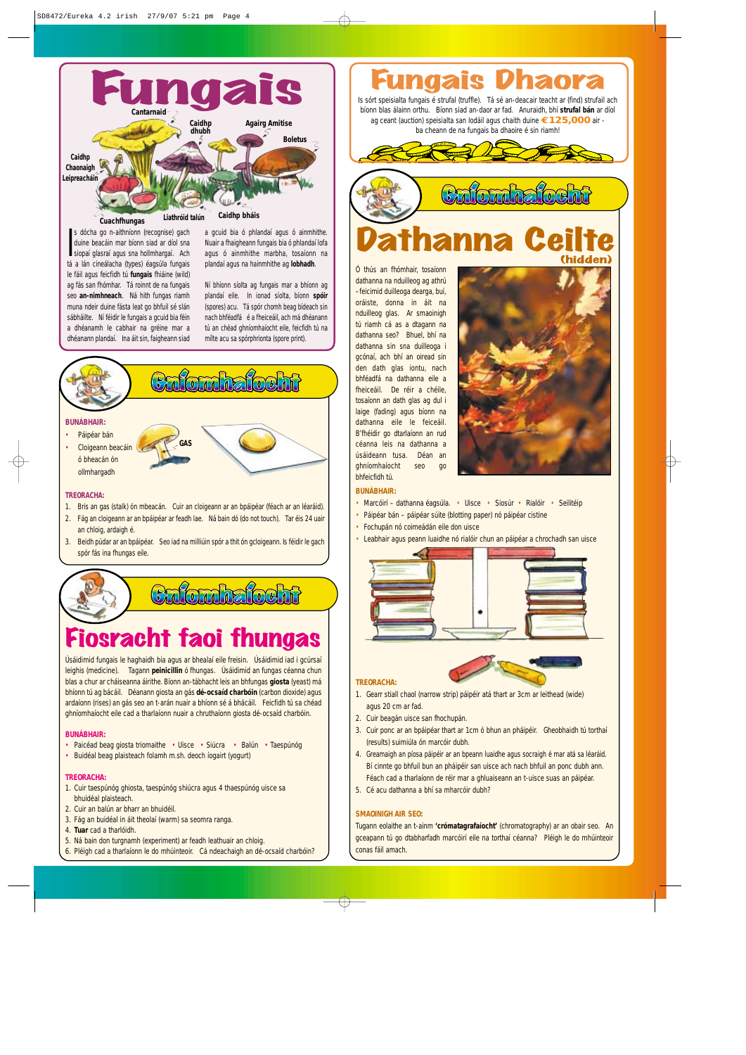# Fungais

Cantarnaid

Caidhp dhubh

Agairg Amitíse

Boletus

Caidhp Chaonaigh Leipreacháin

Cuachfhungas

Liathróid talún

Caidhp bháis

Is dócha go n-aithníonn (recognise) gach duine beacáin mar bíonn siad ar díol sna siopaí glasraí agus sna hollmhargaí. Ach tá a lán cineálacha (types) éagsúla fungais le fáil agus feicfidh tú **fungais** fhiáine (wild) ag fás san fhómhar. Tá roinnt de na fungais seo **an-nimhneach**. Ná hith fungas riamh muna ndeir duine fásta leat go bhfuil sé slán sábháilte. Ní féidir le fungais a gcuid bia féin a dhéanamh le cabhair na gréine mar a dhéanann plandaí. Ina áit sin, faigheann siad a gcuid bia ó phlandaí agus ó ainmhithe. Nuair a fhaigheann fungais bia ó phlandaí lofa agus ó ainmhithe marbha, tosaíonn na plandaí agus na hainmhithe ag **lobhadh**.

Ní bhíonn síolta ag fungais mar a bhíonn ag plandaí eile. In ionad síolta, bíonn **spóir** (spores) acu. Tá spór chomh beag bídeach sin nach bhféadfá é a fheiceáil, ach má dhéanann tú an chéad ghníomhaíocht eile, feicfidh tú na mílte acu sa spórphrionta (spore print).

## Gníomhaíocht

**BUNÁBHAIR:**

- Páipéar bán
- Cloigeann beacáin ó bheacán ón ollmhargadh

GAS

**TREORACHA:**

1. Bris an gas (stalk) ón mbeacán. Cuir an cloigeann ar an bpáipéar (féach ar an léaráid).
2. Fág an cloigeann ar an bpáipéar ar feadh lae. Ná bain dó (do not touch). Tar éis 24 uair an chloig, ardaigh é.
3. Beidh púdar ar an bpáipéar. Seo iad na milliúin spór a thit ón gcloigeann. Is féidir le gach spór fás ina fhungas eile.

## Gníomhaíocht

# Fiosracht faoi fhungas

Úsáidimid fungais le haghaidh bia agus ar bhealaí eile freisin. Úsáidimid iad i gcúrsaí leighis (medicine). Tagann **peinicillin** ó fhungas. Úsáidimid an fungas céanna chun blas a chur ar cháiseanna áirithe. Bíonn an-tábhacht leis an bhfungas **giosta** (yeast) má bhíonn tú ag bácáil. Déanann giosta an gás **dé-ocsaíd charbóin** (carbon dioxide) agus ardaíonn (rises) an gás seo an t-arán nuair a bhíonn sé á bhácáil. Feicfidh tú sa chéad ghníomhaíocht eile cad a tharlaíonn nuair a chruthaíonn giosta dé-ocsaíd charbóin.

**BUNÁBHAIR:**

- Paicéad beag giosta triomaithe • Uisce • Siúcra • Balún • Taespúnóg
- Buidéal beag plaisteach folamh m.sh. deoch iógairt (yogurt)

**TREORACHA:**

1. Cuir taespúnóg ghiosta, taespúnóg shiúcra agus 4 thaespúnóg uisce sa bhuidéal plaisteach.
2. Cuir an balún ar bharr an bhuidéil.
3. Fág an buidéal in áit theolaí (warm) sa seomra ranga.
4. **Tuar** cad a tharlóidh.
5. Ná bain don turgnamh (experiment) ar feadh leathuair an chloig.
6. Pléigh cad a tharlaíonn le do mhúinteoir. Cá ndeachaigh an dé-ocsaíd charbóin?

# Fungais Dhaora

Is sórt speisialta fungais é strufal (truffle). Tá sé an-deacair teacht ar (find) strufail ach bíonn blas álainn orthu. Bíonn siad an-daor ar fad. Anuraidh, bhí **strufal bán** ar díol ag ceant (auction) speisialta san Iodáil agus chaith duine **€125,000** air - ba cheann de na fungais ba dhaoire é sin riamh!

## Gníomhaíocht

# Dathanna Ceilte (hidden)

Ó thús an fhómhair, tosaíonn dathanna na nduilleog ag athrú – feicimid duilleoga dearga, buí, oráiste, donna in áit na nduilleog glas. Ar smaoinigh tú riamh cá as a dtagann na dathanna seo? Bhuel, bhí na dathanna sin sna duilleoga i gcónaí, ach bhí an oiread sin den dath glas iontu, nach bhféadfá na dathanna eile a fheiceáil. De réir a chéile, tosaíonn an dath glas ag dul i laige (fading) agus bíonn na dathanna eile le feiceáil. B'fhéidir go dtarlaíonn an rud céanna leis na dathanna a úsáideann tusa. Déan an ghníomhaíocht seo go bhfeicfidh tú.

**BUNÁBHAIR:**

- Marcóirí – dathanna éagsúla. • Uisce • Siosúr • Rialóir • Seilitéip
- Páipéar bán – páipéar súite (blotting paper) nó páipéar cistine
- Fochupán nó coimeádán eile don uisce
- Leabhair agus peann luaidhe nó rialóir chun an páipéar a chrochadh san uisce

**TREORACHA:**

1. Gearr stiall chaol (narrow strip) páipéir atá thart ar 3cm ar leithead (wide) agus 20 cm ar fad.
2. Cuir beagán uisce san fhochupán.
3. Cuir ponc ar an bpáipéar thart ar 1cm ó bhun an pháipéir. Gheobhaidh tú torthaí (results) suimiúla ón marcóir dubh.
4. Greamaigh an píosa páipéir ar an bpeann luaidhe agus socraigh é mar atá sa léaráid. Bí cinnte go bhfuil bun an pháipéir san uisce ach nach bhfuil an ponc dubh ann. Féach cad a tharlaíonn de réir mar a ghluaiseann an t-uisce suas an páipéar.
5. Cé acu dathanna a bhí sa mharcóir dhubh?

**SMAOINIGH AIR SEO:**

Tugann eolaithe an t-ainm **'crómatagrafaíocht'** (chromatography) ar an obair seo. An gceapann tú go dtabharfadh marcóirí eile na torthaí céanna? Pléigh le do mhúinteoir conas fáil amach.